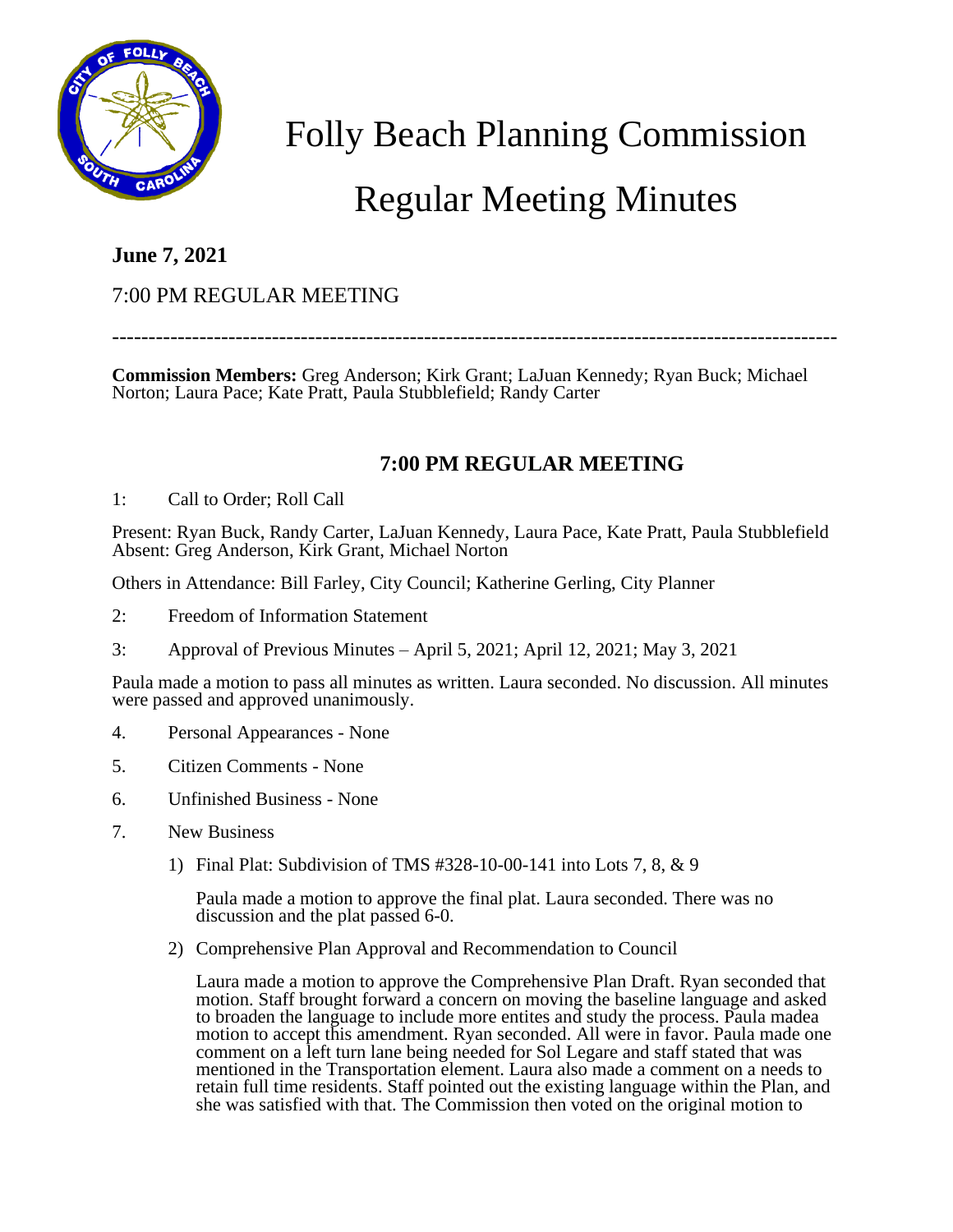# Folly Beach Planning Commission

# Regular Meeting Minutes

**June 7, 2021**

7:00 PM REGULAR MEETING

---

**Commission Members:** Greg Anderson; Kirk Grant; LaJuan Kennedy; Ryan Buck; Michael Norton; Laura Pace; Kate Pratt, Paula Stubblefield; Randy Carter

## 7:00 PM REGULAR MEETING

1: Call to Order; Roll Call

Present: Ryan Buck, Randy Carter, LaJuan Kennedy, Laura Pace, Kate Pratt, Paula Stubblefield
Absent: Greg Anderson, Kirk Grant, Michael Norton

Others in Attendance: Bill Farley, City Council; Katherine Gerling, City Planner

2: Freedom of Information Statement

3: Approval of Previous Minutes – April 5, 2021; April 12, 2021; May 3, 2021

Paula made a motion to pass all minutes as written. Laura seconded. No discussion. All minutes were passed and approved unanimously.

4. Personal Appearances - None

5. Citizen Comments - None

6. Unfinished Business - None

7. New Business

   1) Final Plat: Subdivision of TMS #328-10-00-141 into Lots 7, 8, & 9

      Paula made a motion to approve the final plat. Laura seconded. There was no discussion and the plat passed 6-0.

   2) Comprehensive Plan Approval and Recommendation to Council

      Laura made a motion to approve the Comprehensive Plan Draft. Ryan seconded that motion. Staff brought forward a concern on moving the baseline language and asked to broaden the language to include more entites and study the process. Paula madea motion to accept this amendment. Ryan seconded. All were in favor. Paula made one comment on a left turn lane being needed for Sol Legare and staff stated that was mentioned in the Transportation element. Laura also made a comment on a needs to retain full time residents. Staff pointed out the existing language within the Plan, and she was satisfied with that. The Commission then voted on the original motion to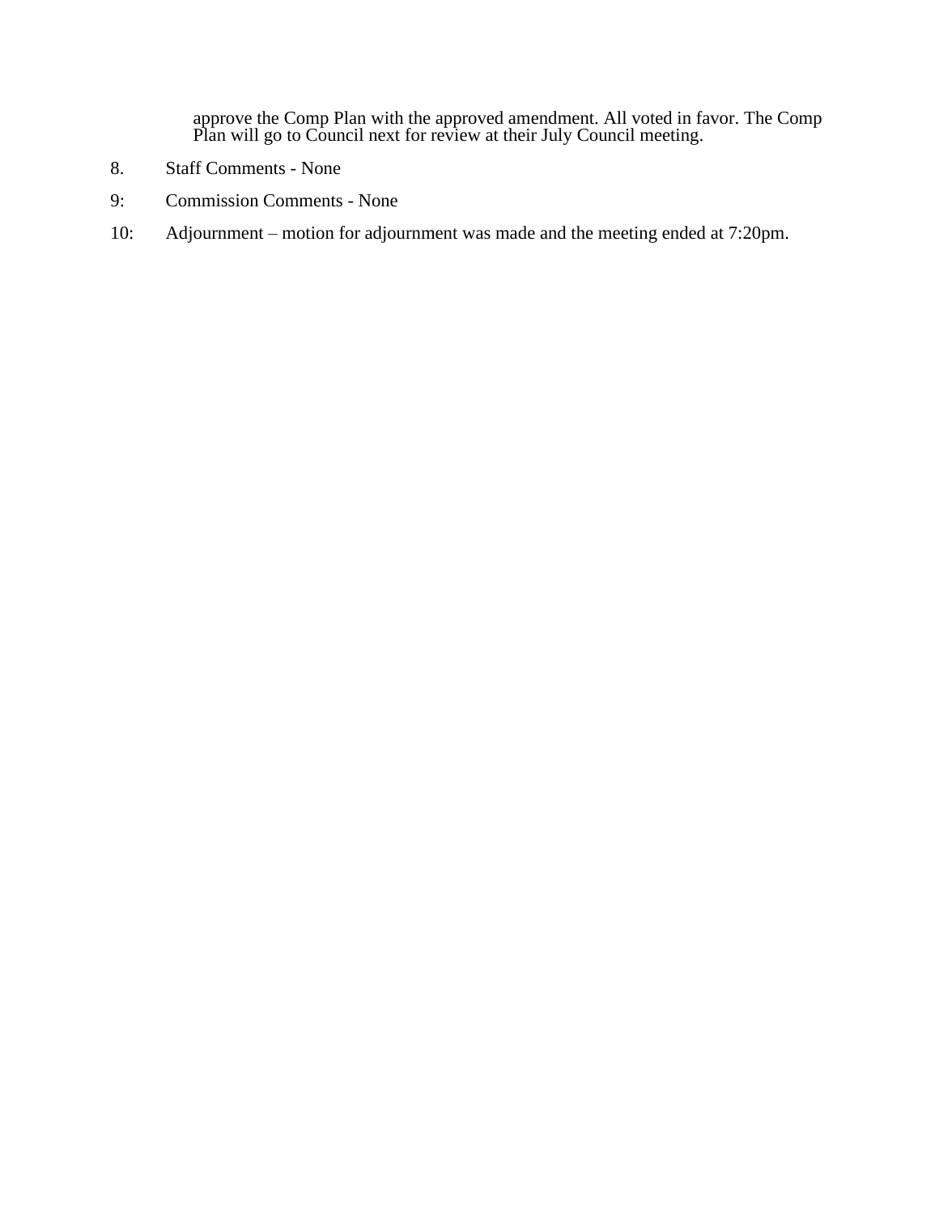approve the Comp Plan with the approved amendment. All voted in favor. The Comp Plan will go to Council next for review at their July Council meeting.

8. Staff Comments - None

9: Commission Comments - None

10: Adjournment – motion for adjournment was made and the meeting ended at 7:20pm.